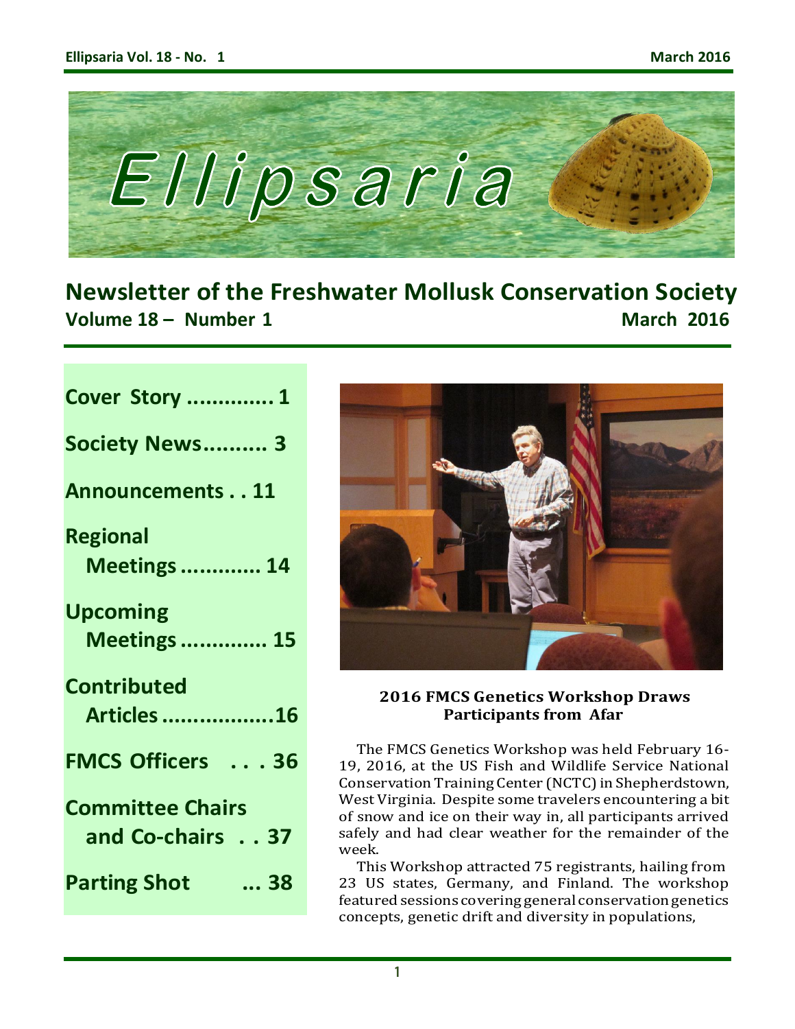# Ellipsaria

## Newsletter of the Freshwater Mollusk Conservation Society

**Volume 18 – Number 1** **March 2016**

- **Cover Story .............. 1**
- **Society News.......... 3**
- **Announcements . . 11**
- **Regional Meetings ............ 14**
- **Upcoming Meetings .............. 15**
- **Contributed Articles ..................16**
- **FMCS Officers . . . 36**
- **Committee Chairs and Co-chairs . . 37**
- **Parting Shot ... 38**

### 2016 FMCS Genetics Workshop Draws Participants from Afar

The FMCS Genetics Workshop was held February 16-19, 2016, at the US Fish and Wildlife Service National Conservation Training Center (NCTC) in Shepherdstown, West Virginia. Despite some travelers encountering a bit of snow and ice on their way in, all participants arrived safely and had clear weather for the remainder of the week.

This Workshop attracted 75 registrants, hailing from 23 US states, Germany, and Finland. The workshop featured sessions covering general conservation genetics concepts, genetic drift and diversity in populations,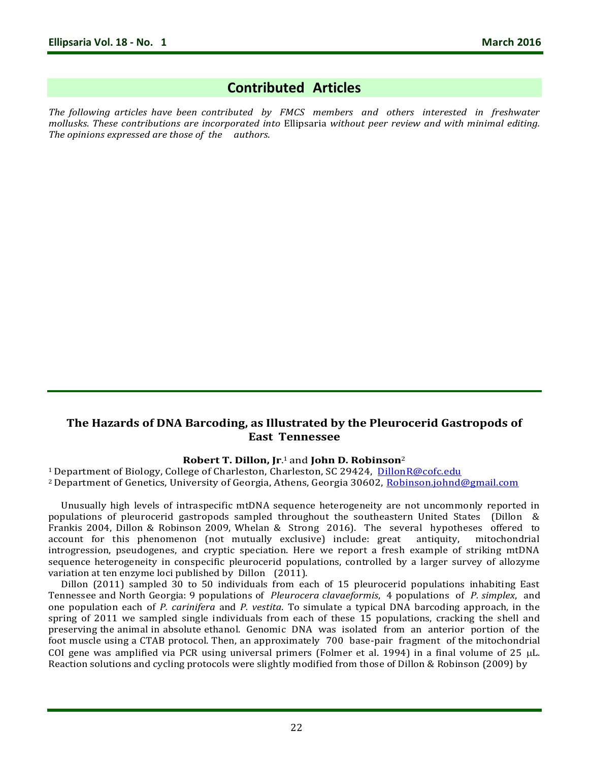## Contributed Articles

*The following articles have been contributed by FMCS members and others interested in freshwater mollusks. These contributions are incorporated into* Ellipsaria *without peer review and with minimal editing. The opinions expressed are those of the authors.*

---

### The Hazards of DNA Barcoding, as Illustrated by the Pleurocerid Gastropods of East Tennessee

**Robert T. Dillon, Jr**.[1] and **John D. Robinson**[2]

[1] Department of Biology, College of Charleston, Charleston, SC 29424, DillonR@cofc.edu
[2] Department of Genetics, University of Georgia, Athens, Georgia 30602, Robinson.johnd@gmail.com

Unusually high levels of intraspecific mtDNA sequence heterogeneity are not uncommonly reported in populations of pleurocerid gastropods sampled throughout the southeastern United States (Dillon & Frankis 2004, Dillon & Robinson 2009, Whelan & Strong 2016). The several hypotheses offered to account for this phenomenon (not mutually exclusive) include: great antiquity, mitochondrial introgression, pseudogenes, and cryptic speciation. Here we report a fresh example of striking mtDNA sequence heterogeneity in conspecific pleurocerid populations, controlled by a larger survey of allozyme variation at ten enzyme loci published by Dillon (2011).

Dillon (2011) sampled 30 to 50 individuals from each of 15 pleurocerid populations inhabiting East Tennessee and North Georgia: 9 populations of *Pleurocera clavaeformis*, 4 populations of *P. simplex*, and one population each of *P. carinifera* and *P. vestita*. To simulate a typical DNA barcoding approach, in the spring of 2011 we sampled single individuals from each of these 15 populations, cracking the shell and preserving the animal in absolute ethanol. Genomic DNA was isolated from an anterior portion of the foot muscle using a CTAB protocol. Then, an approximately 700 base-pair fragment of the mitochondrial COI gene was amplified via PCR using universal primers (Folmer et al. 1994) in a final volume of 25 μL. Reaction solutions and cycling protocols were slightly modified from those of Dillon & Robinson (2009) by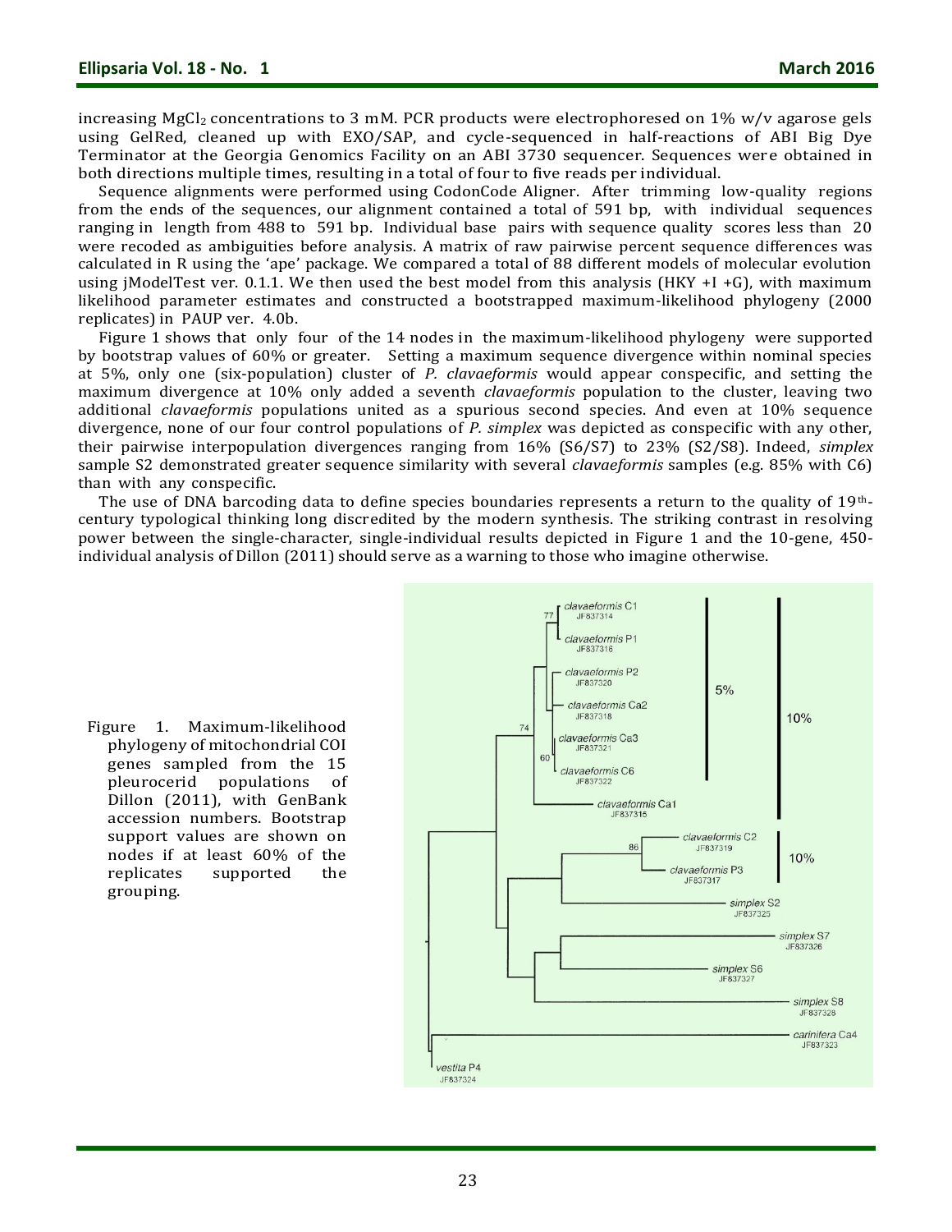increasing $MgCl_2$ concentrations to 3 mM. PCR products were electrophoresed on 1% w/v agarose gels using GelRed, cleaned up with EXO/SAP, and cycle-sequenced in half-reactions of ABI Big Dye Terminator at the Georgia Genomics Facility on an ABI 3730 sequencer. Sequences were obtained in both directions multiple times, resulting in a total of four to five reads per individual.

Sequence alignments were performed using CodonCode Aligner. After trimming low-quality regions from the ends of the sequences, our alignment contained a total of 591 bp, with individual sequences ranging in length from 488 to 591 bp. Individual base pairs with sequence quality scores less than 20 were recoded as ambiguities before analysis. A matrix of raw pairwise percent sequence differences was calculated in R using the 'ape' package. We compared a total of 88 different models of molecular evolution using jModelTest ver. 0.1.1. We then used the best model from this analysis (HKY +I +G), with maximum likelihood parameter estimates and constructed a bootstrapped maximum-likelihood phylogeny (2000 replicates) in PAUP ver. 4.0b.

Figure 1 shows that only four of the 14 nodes in the maximum-likelihood phylogeny were supported by bootstrap values of 60% or greater. Setting a maximum sequence divergence within nominal species at 5%, only one (six-population) cluster of *P. clavaeformis* would appear conspecific, and setting the maximum divergence at 10% only added a seventh *clavaeformis* population to the cluster, leaving two additional *clavaeformis* populations united as a spurious second species. And even at 10% sequence divergence, none of our four control populations of *P. simplex* was depicted as conspecific with any other, their pairwise interpopulation divergences ranging from 16% (S6/S7) to 23% (S2/S8). Indeed, *simplex* sample S2 demonstrated greater sequence similarity with several *clavaeformis* samples (e.g. 85% with C6) than with any conspecific.

The use of DNA barcoding data to define species boundaries represents a return to the quality of 19th-century typological thinking long discredited by the modern synthesis. The striking contrast in resolving power between the single-character, single-individual results depicted in Figure 1 and the 10-gene, 450-individual analysis of Dillon (2011) should serve as a warning to those who imagine otherwise.

Figure 1. Maximum-likelihood phylogeny of mitochondrial COI genes sampled from the 15 pleurocerid populations of Dillon (2011), with GenBank accession numbers. Bootstrap support values are shown on nodes if at least 60% of the replicates supported the grouping.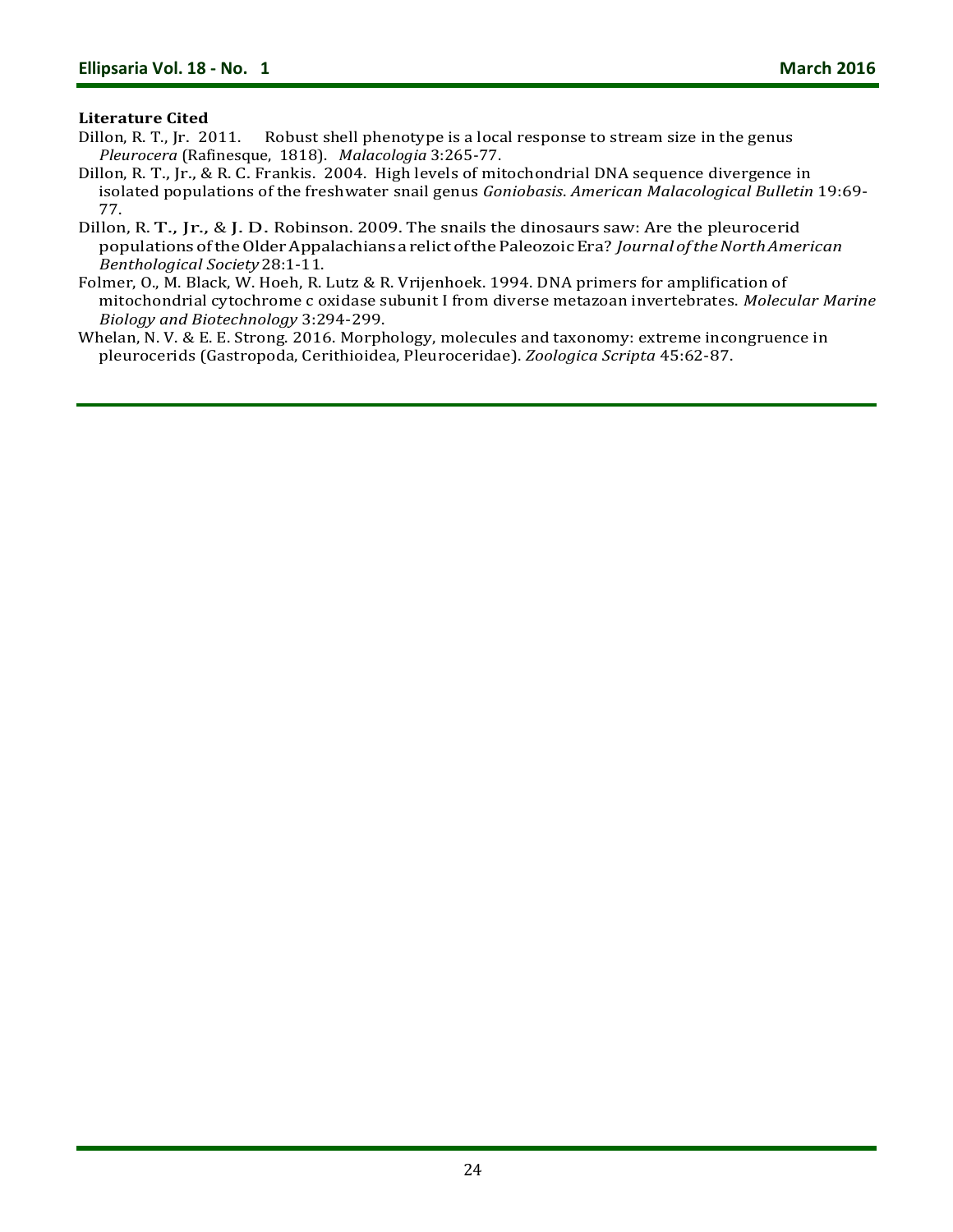**Literature Cited**

Dillon, R. T., Jr. 2011. Robust shell phenotype is a local response to stream size in the genus *Pleurocera* (Rafinesque, 1818). *Malacologia* 3:265-77.

Dillon, R. T., Jr., & R. C. Frankis. 2004. High levels of mitochondrial DNA sequence divergence in isolated populations of the freshwater snail genus *Goniobasis*. *American Malacological Bulletin* 19:69-77.

Dillon, R. T., Jr., & J. D. Robinson. 2009. The snails the dinosaurs saw: Are the pleurocerid populations of the Older Appalachians a relict of the Paleozoic Era? *Journal of the North American Benthological Society* 28:1-11.

Folmer, O., M. Black, W. Hoeh, R. Lutz & R. Vrijenhoek. 1994. DNA primers for amplification of mitochondrial cytochrome c oxidase subunit I from diverse metazoan invertebrates. *Molecular Marine Biology and Biotechnology* 3:294-299.

Whelan, N. V. & E. E. Strong. 2016. Morphology, molecules and taxonomy: extreme incongruence in pleurocerids (Gastropoda, Cerithioidea, Pleuroceridae). *Zoologica Scripta* 45:62-87.